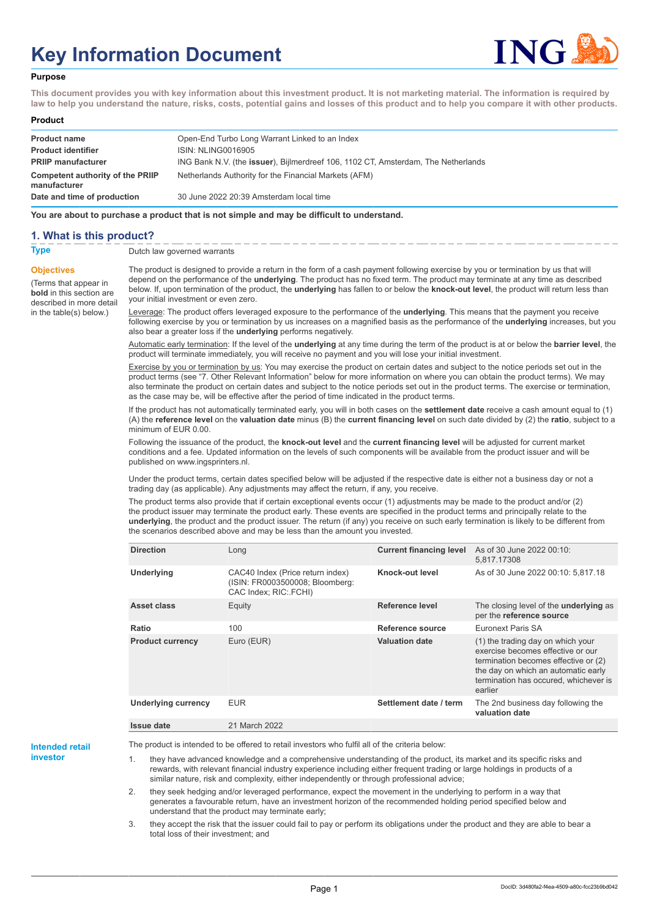# Key Information Document

## Purpose

**This document provides you with key information about this investment product. It is not marketing material. The information is required by law to help you understand the nature, risks, costs, potential gains and losses of this product and to help you compare it with other products.**

## Product

| | |
|---|---|
| **Product name** | Open-End Turbo Long Warrant Linked to an Index |
| **Product identifier** | ISIN: NLING0016905 |
| **PRIIP manufacturer** | ING Bank N.V. (the **issuer**), Bijlmerdreef 106, 1102 CT, Amsterdam, The Netherlands |
| **Competent authority of the PRIIP manufacturer** | Netherlands Authority for the Financial Markets (AFM) |
| **Date and time of production** | 30 June 2022 20:39 Amsterdam local time |

**You are about to purchase a product that is not simple and may be difficult to understand.**

## 1. What is this product?

**Type**

Dutch law governed warrants

**Objectives**

(Terms that appear in **bold** in this section are described in more detail in the table(s) below.)

The product is designed to provide a return in the form of a cash payment following exercise by you or termination by us that will depend on the performance of the **underlying**. The product has no fixed term. The product may terminate at any time as described below. If, upon termination of the product, the **underlying** has fallen to or below the **knock-out level**, the product will return less than your initial investment or even zero.

Leverage: The product offers leveraged exposure to the performance of the **underlying**. This means that the payment you receive following exercise by you or termination by us increases on a magnified basis as the performance of the **underlying** increases, but you also bear a greater loss if the **underlying** performs negatively.

Automatic early termination: If the level of the **underlying** at any time during the term of the product is at or below the **barrier level**, the product will terminate immediately, you will receive no payment and you will lose your initial investment.

Exercise by you or termination by us: You may exercise the product on certain dates and subject to the notice periods set out in the product terms (see "7. Other Relevant Information" below for more information on where you can obtain the product terms). We may also terminate the product on certain dates and subject to the notice periods set out in the product terms. The exercise or termination, as the case may be, will be effective after the period of time indicated in the product terms.

If the product has not automatically terminated early, you will in both cases on the **settlement date** receive a cash amount equal to (1) (A) the **reference level** on the **valuation date** minus (B) the **current financing level** on such date divided by (2) the **ratio**, subject to a minimum of EUR 0.00.

Following the issuance of the product, the **knock-out level** and the **current financing level** will be adjusted for current market conditions and a fee. Updated information on the levels of such components will be available from the product issuer and will be published on www.ingsprinters.nl.

Under the product terms, certain dates specified below will be adjusted if the respective date is either not a business day or not a trading day (as applicable). Any adjustments may affect the return, if any, you receive.

The product terms also provide that if certain exceptional events occur (1) adjustments may be made to the product and/or (2) the product issuer may terminate the product early. These events are specified in the product terms and principally relate to the **underlying**, the product and the product issuer. The return (if any) you receive on such early termination is likely to be different from the scenarios described above and may be less than the amount you invested.

| | | | |
|---|---|---|---|
| **Direction** | Long | **Current financing level** | As of 30 June 2022 00:10: 5,817.17308 |
| **Underlying** | CAC40 Index (Price return index) (ISIN: FR0003500008; Bloomberg: CAC Index; RIC:.FCHI) | **Knock-out level** | As of 30 June 2022 00:10: 5,817.18 |
| **Asset class** | Equity | **Reference level** | The closing level of the **underlying** as per the **reference source** |
| **Ratio** | 100 | **Reference source** | Euronext Paris SA |
| **Product currency** | Euro (EUR) | **Valuation date** | (1) the trading day on which your exercise becomes effective or our termination becomes effective or (2) the day on which an automatic early termination has occured, whichever is earlier |
| **Underlying currency** | EUR | **Settlement date / term** | The 2nd business day following the **valuation date** |
| **Issue date** | 21 March 2022 | | |

**Intended retail investor**

The product is intended to be offered to retail investors who fulfil all of the criteria below:

1. they have advanced knowledge and a comprehensive understanding of the product, its market and its specific risks and rewards, with relevant financial industry experience including either frequent trading or large holdings in products of a similar nature, risk and complexity, either independently or through professional advice;
2. they seek hedging and/or leveraged performance, expect the movement in the underlying to perform in a way that generates a favourable return, have an investment horizon of the recommended holding period specified below and understand that the product may terminate early;
3. they accept the risk that the issuer could fail to pay or perform its obligations under the product and they are able to bear a total loss of their investment; and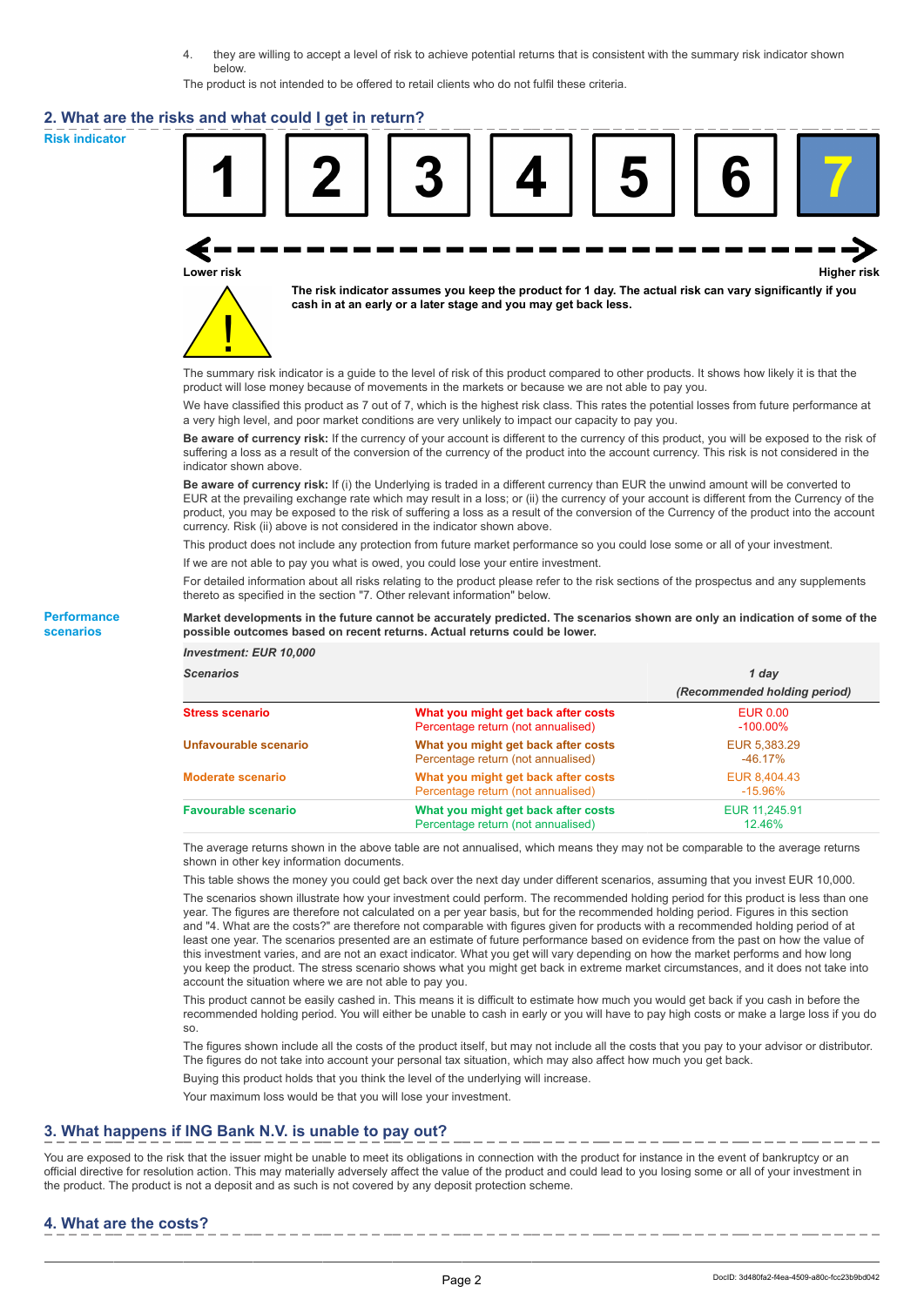4. they are willing to accept a level of risk to achieve potential returns that is consistent with the summary risk indicator shown below.

The product is not intended to be offered to retail clients who do not fulfil these criteria.

## 2. What are the risks and what could I get in return?

**Risk indicator**

| 1 | 2 | 3 | 4 | 5 | 6 | **7** |
|---|---|---|---|---|---|---|

**Lower risk** ← → **Higher risk**

**The risk indicator assumes you keep the product for 1 day. The actual risk can vary significantly if you cash in at an early or a later stage and you may get back less.**

The summary risk indicator is a guide to the level of risk of this product compared to other products. It shows how likely it is that the product will lose money because of movements in the markets or because we are not able to pay you.

We have classified this product as 7 out of 7, which is the highest risk class. This rates the potential losses from future performance at a very high level, and poor market conditions are very unlikely to impact our capacity to pay you.

**Be aware of currency risk:** If the currency of your account is different to the currency of this product, you will be exposed to the risk of suffering a loss as a result of the conversion of the currency of the product into the account currency. This risk is not considered in the indicator shown above.

**Be aware of currency risk:** If (i) the Underlying is traded in a different currency than EUR the unwind amount will be converted to EUR at the prevailing exchange rate which may result in a loss; or (ii) the currency of your account is different from the Currency of the product, you may be exposed to the risk of suffering a loss as a result of the conversion of the Currency of the product into the account currency. Risk (ii) above is not considered in the indicator shown above.

This product does not include any protection from future market performance so you could lose some or all of your investment.

If we are not able to pay you what is owed, you could lose your entire investment.

For detailed information about all risks relating to the product please refer to the risk sections of the prospectus and any supplements thereto as specified in the section "7. Other relevant information" below.

**Performance scenarios**

**Market developments in the future cannot be accurately predicted. The scenarios shown are only an indication of some of the possible outcomes based on recent returns. Actual returns could be lower.**

*Investment: EUR 10,000*

| *Scenarios* | | *1 day* *(Recommended holding period)* |
|---|---|---|
| **Stress scenario** | **What you might get back after costs** | EUR 0.00 |
| | Percentage return (not annualised) | -100.00% |
| **Unfavourable scenario** | **What you might get back after costs** | EUR 5,383.29 |
| | Percentage return (not annualised) | -46.17% |
| **Moderate scenario** | **What you might get back after costs** | EUR 8,404.43 |
| | Percentage return (not annualised) | -15.96% |
| **Favourable scenario** | **What you might get back after costs** | EUR 11,245.91 |
| | Percentage return (not annualised) | 12.46% |

The average returns shown in the above table are not annualised, which means they may not be comparable to the average returns shown in other key information documents.

This table shows the money you could get back over the next day under different scenarios, assuming that you invest EUR 10,000.

The scenarios shown illustrate how your investment could perform. The recommended holding period for this product is less than one year. The figures are therefore not calculated on a per year basis, but for the recommended holding period. Figures in this section and "4. What are the costs?" are therefore not comparable with figures given for products with a recommended holding period of at least one year. The scenarios presented are an estimate of future performance based on evidence from the past on how the value of this investment varies, and are not an exact indicator. What you get will vary depending on how the market performs and how long you keep the product. The stress scenario shows what you might get back in extreme market circumstances, and it does not take into account the situation where we are not able to pay you.

This product cannot be easily cashed in. This means it is difficult to estimate how much you would get back if you cash in before the recommended holding period. You will either be unable to cash in early or you will have to pay high costs or make a large loss if you do so.

The figures shown include all the costs of the product itself, but may not include all the costs that you pay to your advisor or distributor. The figures do not take into account your personal tax situation, which may also affect how much you get back.

Buying this product holds that you think the level of the underlying will increase.

Your maximum loss would be that you will lose your investment.

## 3. What happens if ING Bank N.V. is unable to pay out?

You are exposed to the risk that the issuer might be unable to meet its obligations in connection with the product for instance in the event of bankruptcy or an official directive for resolution action. This may materially adversely affect the value of the product and could lead to you losing some or all of your investment in the product. The product is not a deposit and as such is not covered by any deposit protection scheme.

## 4. What are the costs?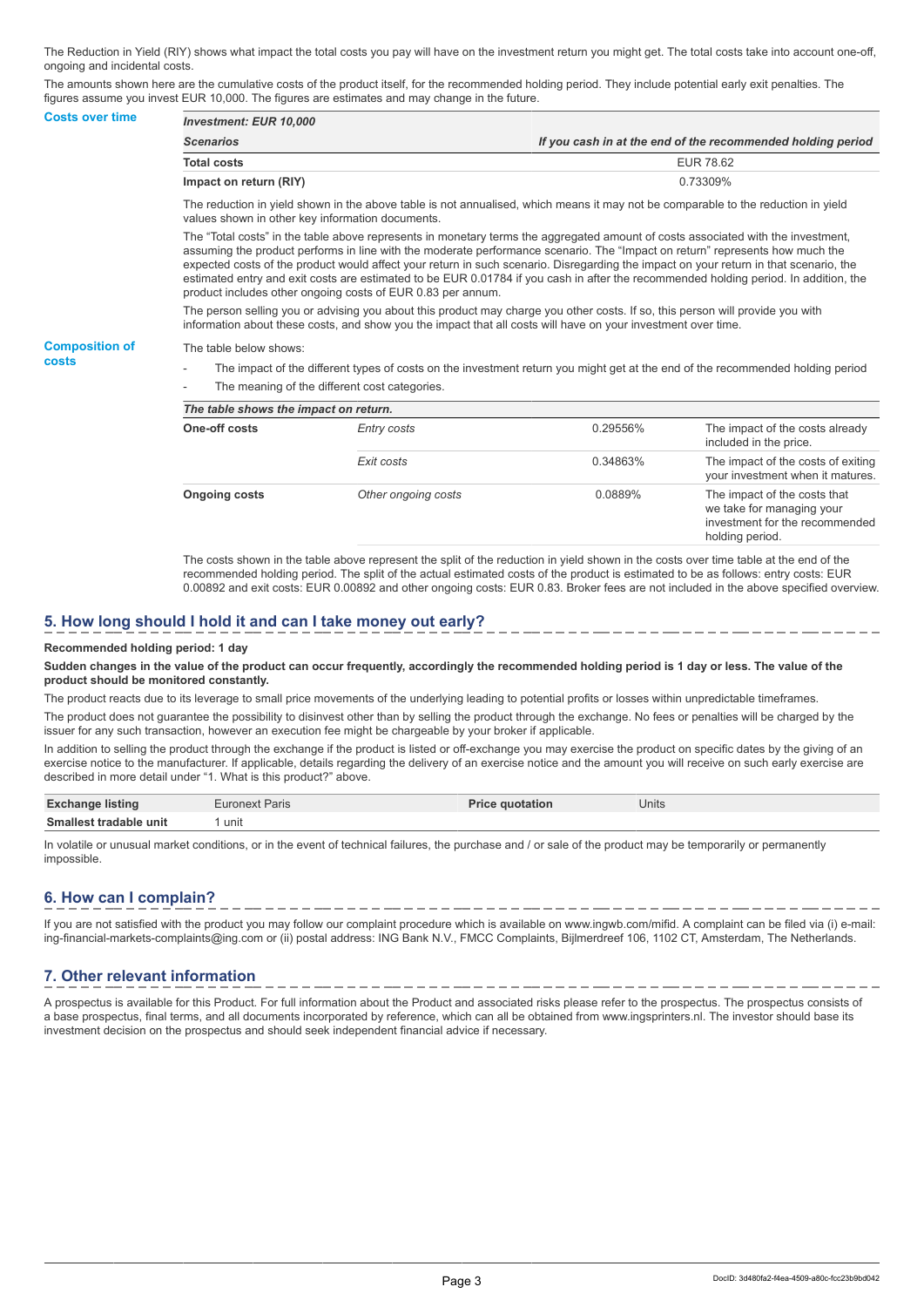The Reduction in Yield (RIY) shows what impact the total costs you pay will have on the investment return you might get. The total costs take into account one-off, ongoing and incidental costs.

The amounts shown here are the cumulative costs of the product itself, for the recommended holding period. They include potential early exit penalties. The figures assume you invest EUR 10,000. The figures are estimates and may change in the future.

**Costs over time**

| *Investment: EUR 10,000* | |
|---|---|
| ***Scenarios*** | ***If you cash in at the end of the recommended holding period*** |
| **Total costs** | EUR 78.62 |
| **Impact on return (RIY)** | 0.73309% |

The reduction in yield shown in the above table is not annualised, which means it may not be comparable to the reduction in yield values shown in other key information documents.

The "Total costs" in the table above represents in monetary terms the aggregated amount of costs associated with the investment, assuming the product performs in line with the moderate performance scenario. The "Impact on return" represents how much the expected costs of the product would affect your return in such scenario. Disregarding the impact on your return in that scenario, the estimated entry and exit costs are estimated to be EUR 0.01784 if you cash in after the recommended holding period. In addition, the product includes other ongoing costs of EUR 0.83 per annum.

The person selling you or advising you about this product may charge you other costs. If so, this person will provide you with information about these costs, and show you the impact that all costs will have on your investment over time.

**Composition of costs**

The table below shows:

- The impact of the different types of costs on the investment return you might get at the end of the recommended holding period
- The meaning of the different cost categories.

| *The table shows the impact on return.* | | | |
|---|---|---|---|
| **One-off costs** | *Entry costs* | 0.29556% | The impact of the costs already included in the price. |
| | *Exit costs* | 0.34863% | The impact of the costs of exiting your investment when it matures. |
| **Ongoing costs** | *Other ongoing costs* | 0.0889% | The impact of the costs that we take for managing your investment for the recommended holding period. |

The costs shown in the table above represent the split of the reduction in yield shown in the costs over time table at the end of the recommended holding period. The split of the actual estimated costs of the product is estimated to be as follows: entry costs: EUR 0.00892 and exit costs: EUR 0.00892 and other ongoing costs: EUR 0.83. Broker fees are not included in the above specified overview.

## 5. How long should I hold it and can I take money out early?

**Recommended holding period: 1 day**

**Sudden changes in the value of the product can occur frequently, accordingly the recommended holding period is 1 day or less. The value of the product should be monitored constantly.**

The product reacts due to its leverage to small price movements of the underlying leading to potential profits or losses within unpredictable timeframes.

The product does not guarantee the possibility to disinvest other than by selling the product through the exchange. No fees or penalties will be charged by the issuer for any such transaction, however an execution fee might be chargeable by your broker if applicable.

In addition to selling the product through the exchange if the product is listed or off-exchange you may exercise the product on specific dates by the giving of an exercise notice to the manufacturer. If applicable, details regarding the delivery of an exercise notice and the amount you will receive on such early exercise are described in more detail under "1. What is this product?" above.

| | | | |
|---|---|---|---|
| **Exchange listing** | Euronext Paris | **Price quotation** | Units |
| **Smallest tradable unit** | 1 unit | | |

In volatile or unusual market conditions, or in the event of technical failures, the purchase and / or sale of the product may be temporarily or permanently impossible.

## 6. How can I complain?

If you are not satisfied with the product you may follow our complaint procedure which is available on www.ingwb.com/mifid. A complaint can be filed via (i) e-mail: ing-financial-markets-complaints@ing.com or (ii) postal address: ING Bank N.V., FMCC Complaints, Bijlmerdreef 106, 1102 CT, Amsterdam, The Netherlands.

## 7. Other relevant information

A prospectus is available for this Product. For full information about the Product and associated risks please refer to the prospectus. The prospectus consists of a base prospectus, final terms, and all documents incorporated by reference, which can all be obtained from www.ingsprinters.nl. The investor should base its investment decision on the prospectus and should seek independent financial advice if necessary.